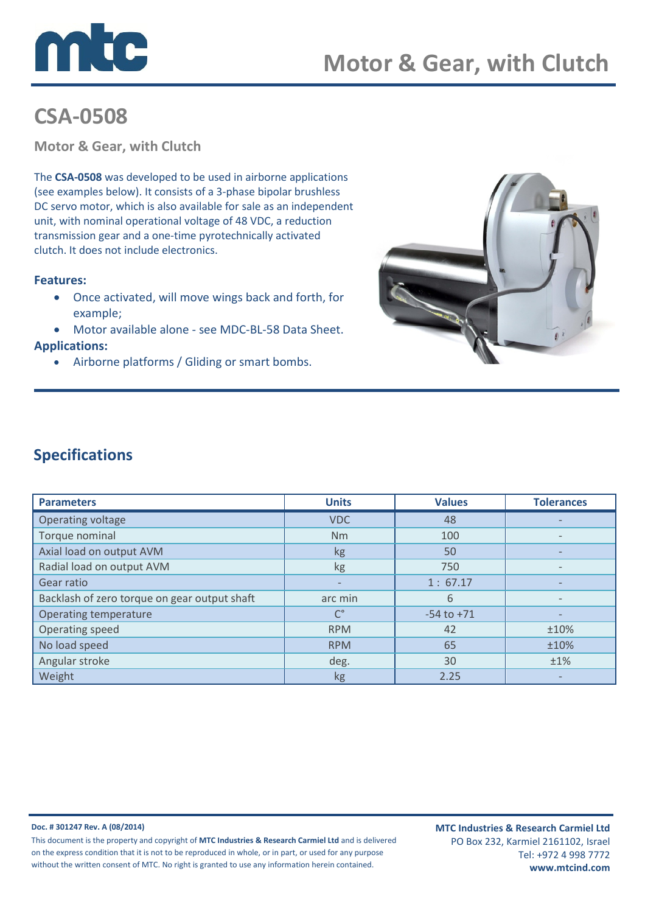# Motor & Gear, with Clutch

## CSA-0508

### Motor & Gear, with Clutch

The **CSA-0508** was developed to be used in airborne applications (see examples below). It consists of a 3-phase bipolar brushless DC servo motor, which is also available for sale as an independent unit, with nominal operational voltage of 48 VDC, a reduction transmission gear and a one-time pyrotechnically activated clutch. It does not include electronics.

**Features:**

- Once activated, will move wings back and forth, for example;
- Motor available alone - see MDC-BL-58 Data Sheet.

**Applications:**

- Airborne platforms / Gliding or smart bombs.

## Specifications

| Parameters | Units | Values | Tolerances |
|---|---|---|---|
| Operating voltage | VDC | 48 | - |
| Torque nominal | Nm | 100 | - |
| Axial load on output AVM | kg | 50 | - |
| Radial load on output AVM | kg | 750 | - |
| Gear ratio | - | 1 : 67.17 | - |
| Backlash of zero torque on gear output shaft | arc min | 6 | - |
| Operating temperature | C° | -54 to +71 | - |
| Operating speed | RPM | 42 | ±10% |
| No load speed | RPM | 65 | ±10% |
| Angular stroke | deg. | 30 | ±1% |
| Weight | kg | 2.25 | - |

**Doc. # 301247 Rev. A (08/2014)**

This document is the property and copyright of **MTC Industries & Research Carmiel Ltd** and is delivered on the express condition that it is not to be reproduced in whole, or in part, or used for any purpose without the written consent of MTC. No right is granted to use any information herein contained.

**MTC Industries & Research Carmiel Ltd**
PO Box 232, Karmiel 2161102, Israel
Tel: +972 4 998 7772
**www.mtcind.com**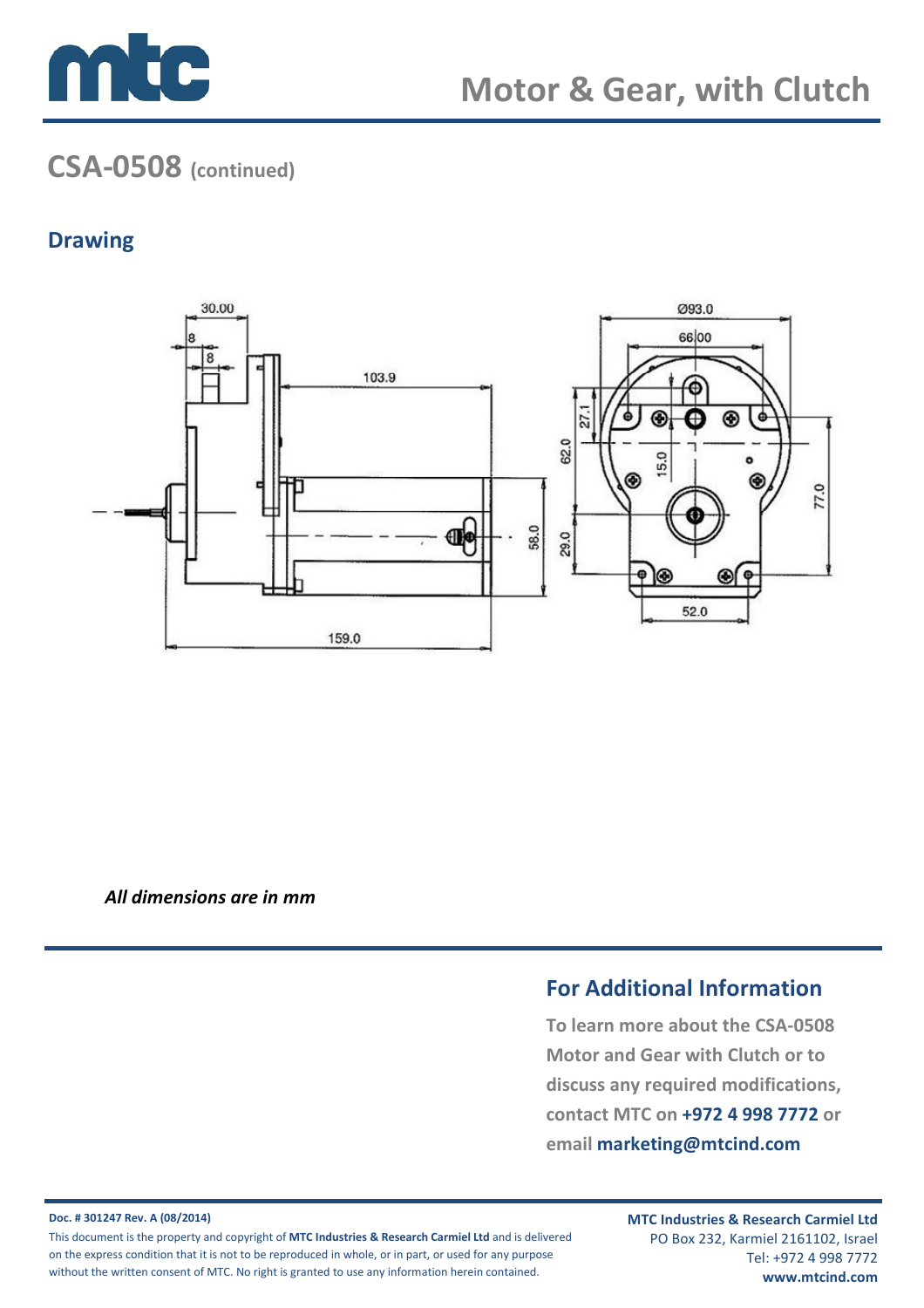# Motor & Gear, with Clutch

## CSA-0508 (continued)

### Drawing

30.00
8
8
103.9
159.0
58.0
Ø93.0
66.00
27.1
62.0
15.0
29.0
77.0
52.0

***All dimensions are in mm***

### For Additional Information

**To learn more about the CSA-0508 Motor and Gear with Clutch or to discuss any required modifications, contact MTC on +972 4 998 7772 or email marketing@mtcind.com**

**Doc. # 301247 Rev. A (08/2014)**

This document is the property and copyright of **MTC Industries & Research Carmiel Ltd** and is delivered on the express condition that it is not to be reproduced in whole, or in part, or used for any purpose without the written consent of MTC. No right is granted to use any information herein contained.

**MTC Industries & Research Carmiel Ltd**
PO Box 232, Karmiel 2161102, Israel
Tel: +972 4 998 7772
**www.mtcind.com**